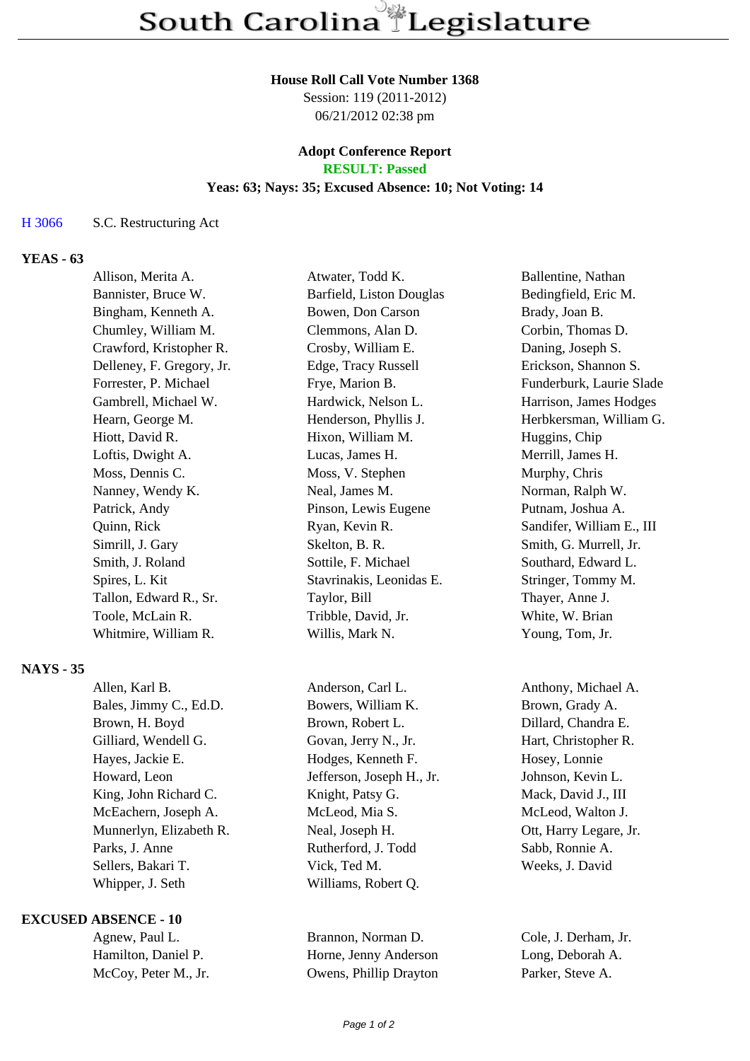# South Carolina Legislature

**House Roll Call Vote Number 1368**
Session: 119 (2011-2012)
06/21/2012 02:38 pm

**Adopt Conference Report**
**RESULT: Passed**
**Yeas: 63; Nays: 35; Excused Absence: 10; Not Voting: 14**

H 3066 S.C. Restructuring Act

**YEAS - 63**

| | | |
|---|---|---|
| Allison, Merita A. | Atwater, Todd K. | Ballentine, Nathan |
| Bannister, Bruce W. | Barfield, Liston Douglas | Bedingfield, Eric M. |
| Bingham, Kenneth A. | Bowen, Don Carson | Brady, Joan B. |
| Chumley, William M. | Clemmons, Alan D. | Corbin, Thomas D. |
| Crawford, Kristopher R. | Crosby, William E. | Daning, Joseph S. |
| Delleney, F. Gregory, Jr. | Edge, Tracy Russell | Erickson, Shannon S. |
| Forrester, P. Michael | Frye, Marion B. | Funderburk, Laurie Slade |
| Gambrell, Michael W. | Hardwick, Nelson L. | Harrison, James Hodges |
| Hearn, George M. | Henderson, Phyllis J. | Herbkersman, William G. |
| Hiott, David R. | Hixon, William M. | Huggins, Chip |
| Loftis, Dwight A. | Lucas, James H. | Merrill, James H. |
| Moss, Dennis C. | Moss, V. Stephen | Murphy, Chris |
| Nanney, Wendy K. | Neal, James M. | Norman, Ralph W. |
| Patrick, Andy | Pinson, Lewis Eugene | Putnam, Joshua A. |
| Quinn, Rick | Ryan, Kevin R. | Sandifer, William E., III |
| Simrill, J. Gary | Skelton, B. R. | Smith, G. Murrell, Jr. |
| Smith, J. Roland | Sottile, F. Michael | Southard, Edward L. |
| Spires, L. Kit | Stavrinakis, Leonidas E. | Stringer, Tommy M. |
| Tallon, Edward R., Sr. | Taylor, Bill | Thayer, Anne J. |
| Toole, McLain R. | Tribble, David, Jr. | White, W. Brian |
| Whitmire, William R. | Willis, Mark N. | Young, Tom, Jr. |

**NAYS - 35**

| | | |
|---|---|---|
| Allen, Karl B. | Anderson, Carl L. | Anthony, Michael A. |
| Bales, Jimmy C., Ed.D. | Bowers, William K. | Brown, Grady A. |
| Brown, H. Boyd | Brown, Robert L. | Dillard, Chandra E. |
| Gilliard, Wendell G. | Govan, Jerry N., Jr. | Hart, Christopher R. |
| Hayes, Jackie E. | Hodges, Kenneth F. | Hosey, Lonnie |
| Howard, Leon | Jefferson, Joseph H., Jr. | Johnson, Kevin L. |
| King, John Richard C. | Knight, Patsy G. | Mack, David J., III |
| McEachern, Joseph A. | McLeod, Mia S. | McLeod, Walton J. |
| Munnerlyn, Elizabeth R. | Neal, Joseph H. | Ott, Harry Legare, Jr. |
| Parks, J. Anne | Rutherford, J. Todd | Sabb, Ronnie A. |
| Sellers, Bakari T. | Vick, Ted M. | Weeks, J. David |
| Whipper, J. Seth | Williams, Robert Q. | |

**EXCUSED ABSENCE - 10**

| | | |
|---|---|---|
| Agnew, Paul L. | Brannon, Norman D. | Cole, J. Derham, Jr. |
| Hamilton, Daniel P. | Horne, Jenny Anderson | Long, Deborah A. |
| McCoy, Peter M., Jr. | Owens, Phillip Drayton | Parker, Steve A. |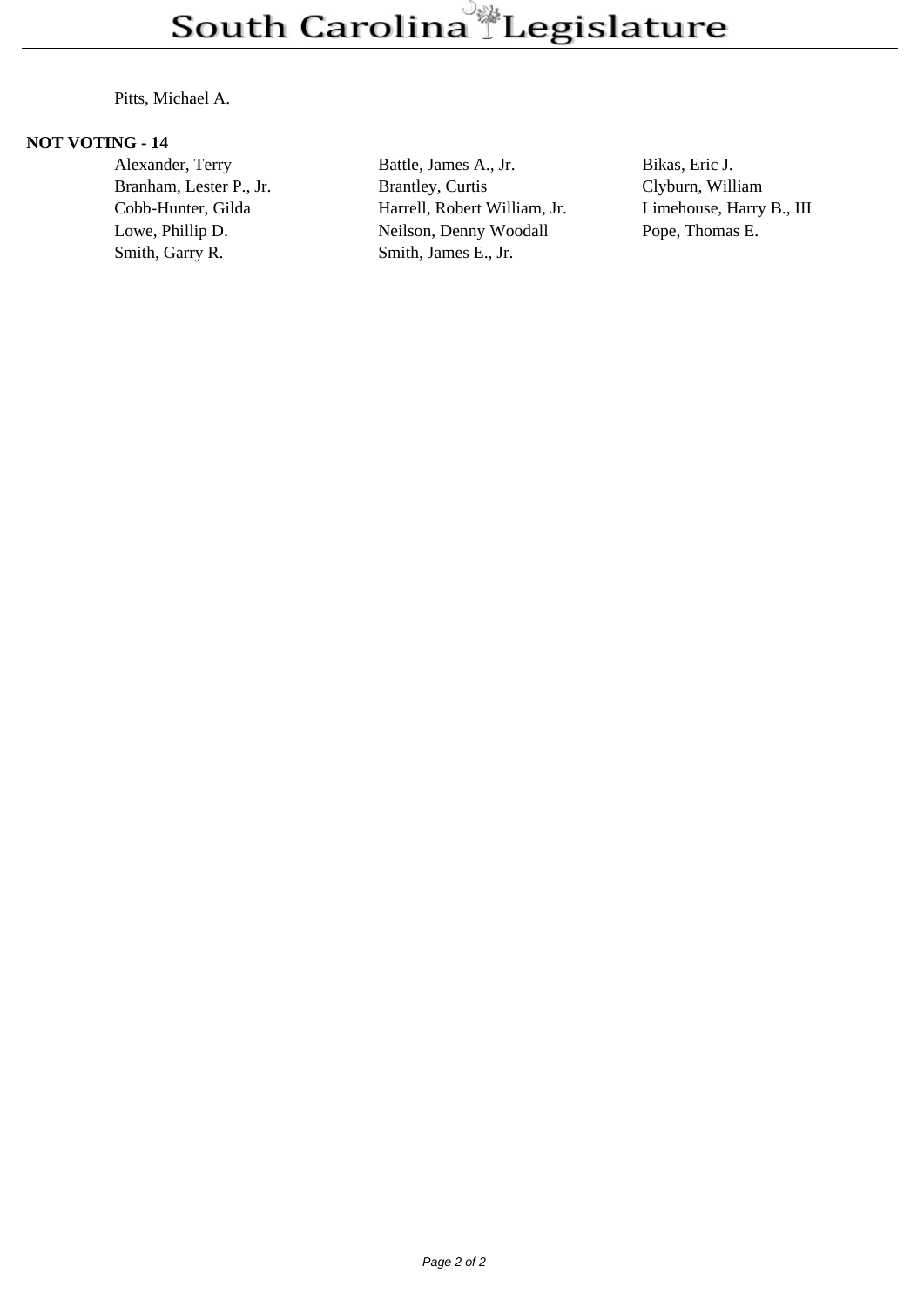Pitts, Michael A.

**NOT VOTING - 14**

| | | |
|---|---|---|
| Alexander, Terry | Battle, James A., Jr. | Bikas, Eric J. |
| Branham, Lester P., Jr. | Brantley, Curtis | Clyburn, William |
| Cobb-Hunter, Gilda | Harrell, Robert William, Jr. | Limehouse, Harry B., III |
| Lowe, Phillip D. | Neilson, Denny Woodall | Pope, Thomas E. |
| Smith, Garry R. | Smith, James E., Jr. | |